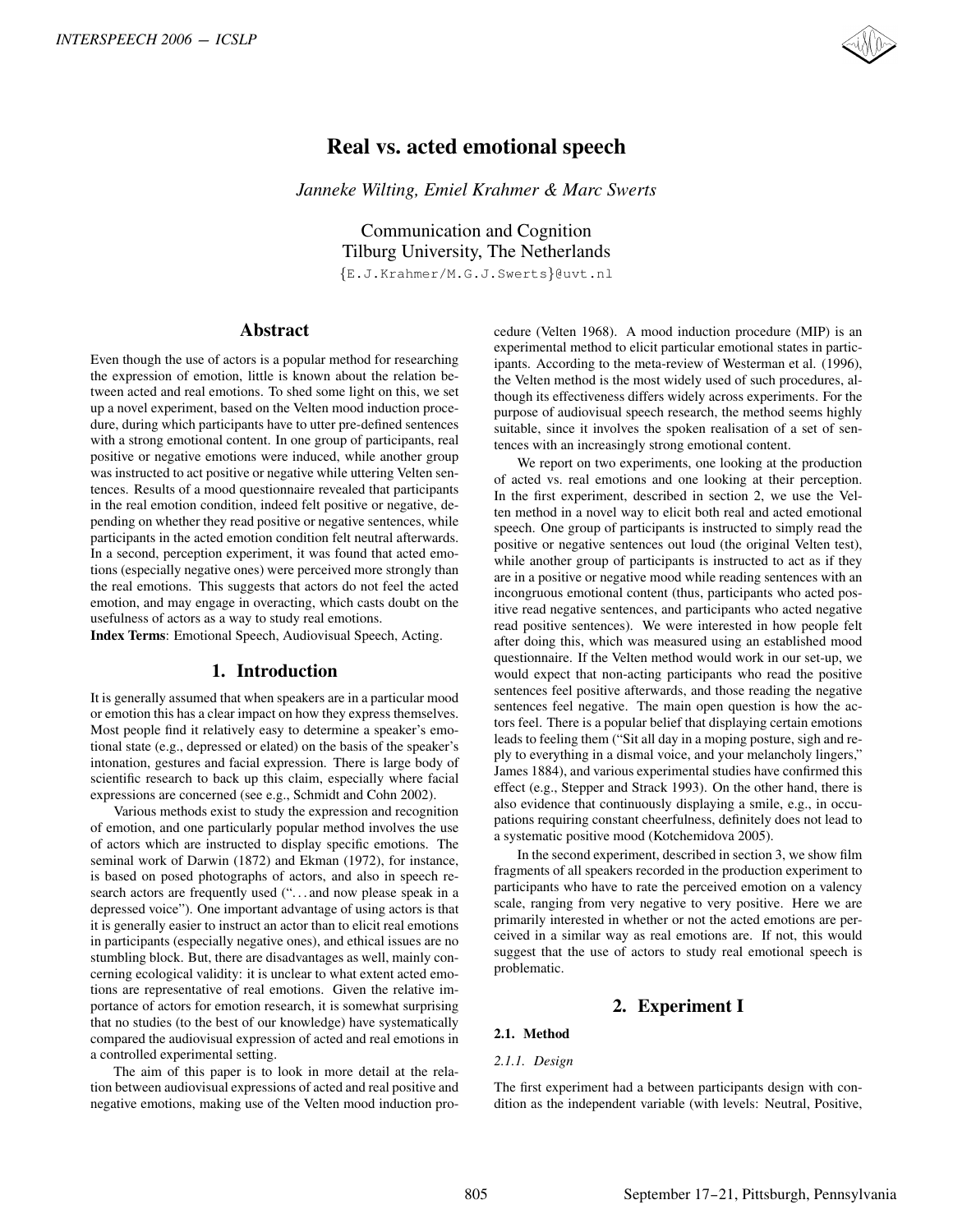# Real vs. acted emotional speech

*Janneke Wilting, Emiel Krahmer & Marc Swerts*

Communication and Cognition
Tilburg University, The Netherlands
{E.J.Krahmer/M.G.J.Swerts}@uvt.nl

## Abstract

Even though the use of actors is a popular method for researching the expression of emotion, little is known about the relation between acted and real emotions. To shed some light on this, we set up a novel experiment, based on the Velten mood induction procedure, during which participants have to utter pre-defined sentences with a strong emotional content. In one group of participants, real positive or negative emotions were induced, while another group was instructed to act positive or negative while uttering Velten sentences. Results of a mood questionnaire revealed that participants in the real emotion condition, indeed felt positive or negative, depending on whether they read positive or negative sentences, while participants in the acted emotion condition felt neutral afterwards. In a second, perception experiment, it was found that acted emotions (especially negative ones) were perceived more strongly than the real emotions. This suggests that actors do not feel the acted emotion, and may engage in overacting, which casts doubt on the usefulness of actors as a way to study real emotions.

**Index Terms**: Emotional Speech, Audiovisual Speech, Acting.

## 1. Introduction

It is generally assumed that when speakers are in a particular mood or emotion this has a clear impact on how they express themselves. Most people find it relatively easy to determine a speaker's emotional state (e.g., depressed or elated) on the basis of the speaker's intonation, gestures and facial expression. There is large body of scientific research to back up this claim, especially where facial expressions are concerned (see e.g., Schmidt and Cohn 2002).

Various methods exist to study the expression and recognition of emotion, and one particularly popular method involves the use of actors which are instructed to display specific emotions. The seminal work of Darwin (1872) and Ekman (1972), for instance, is based on posed photographs of actors, and also in speech research actors are frequently used ("...and now please speak in a depressed voice"). One important advantage of using actors is that it is generally easier to instruct an actor than to elicit real emotions in participants (especially negative ones), and ethical issues are no stumbling block. But, there are disadvantages as well, mainly concerning ecological validity: it is unclear to what extent acted emotions are representative of real emotions. Given the relative importance of actors for emotion research, it is somewhat surprising that no studies (to the best of our knowledge) have systematically compared the audiovisual expression of acted and real emotions in a controlled experimental setting.

The aim of this paper is to look in more detail at the relation between audiovisual expressions of acted and real positive and negative emotions, making use of the Velten mood induction procedure (Velten 1968). A mood induction procedure (MIP) is an experimental method to elicit particular emotional states in participants. According to the meta-review of Westerman et al. (1996), the Velten method is the most widely used of such procedures, although its effectiveness differs widely across experiments. For the purpose of audiovisual speech research, the method seems highly suitable, since it involves the spoken realisation of a set of sentences with an increasingly strong emotional content.

We report on two experiments, one looking at the production of acted vs. real emotions and one looking at their perception. In the first experiment, described in section 2, we use the Velten method in a novel way to elicit both real and acted emotional speech. One group of participants is instructed to simply read the positive or negative sentences out loud (the original Velten test), while another group of participants is instructed to act as if they are in a positive or negative mood while reading sentences with an incongruous emotional content (thus, participants who acted positive read negative sentences, and participants who acted negative read positive sentences). We were interested in how people felt after doing this, which was measured using an established mood questionnaire. If the Velten method would work in our set-up, we would expect that non-acting participants who read the positive sentences feel positive afterwards, and those reading the negative sentences feel negative. The main open question is how the actors feel. There is a popular belief that displaying certain emotions leads to feeling them ("Sit all day in a moping posture, sigh and reply to everything in a dismal voice, and your melancholy lingers," James 1884), and various experimental studies have confirmed this effect (e.g., Stepper and Strack 1993). On the other hand, there is also evidence that continuously displaying a smile, e.g., in occupations requiring constant cheerfulness, definitely does not lead to a systematic positive mood (Kotchemidova 2005).

In the second experiment, described in section 3, we show film fragments of all speakers recorded in the production experiment to participants who have to rate the perceived emotion on a valency scale, ranging from very negative to very positive. Here we are primarily interested in whether or not the acted emotions are perceived in a similar way as real emotions are. If not, this would suggest that the use of actors to study real emotional speech is problematic.

## 2. Experiment I

### 2.1. Method

#### *2.1.1. Design*

The first experiment had a between participants design with condition as the independent variable (with levels: Neutral, Positive,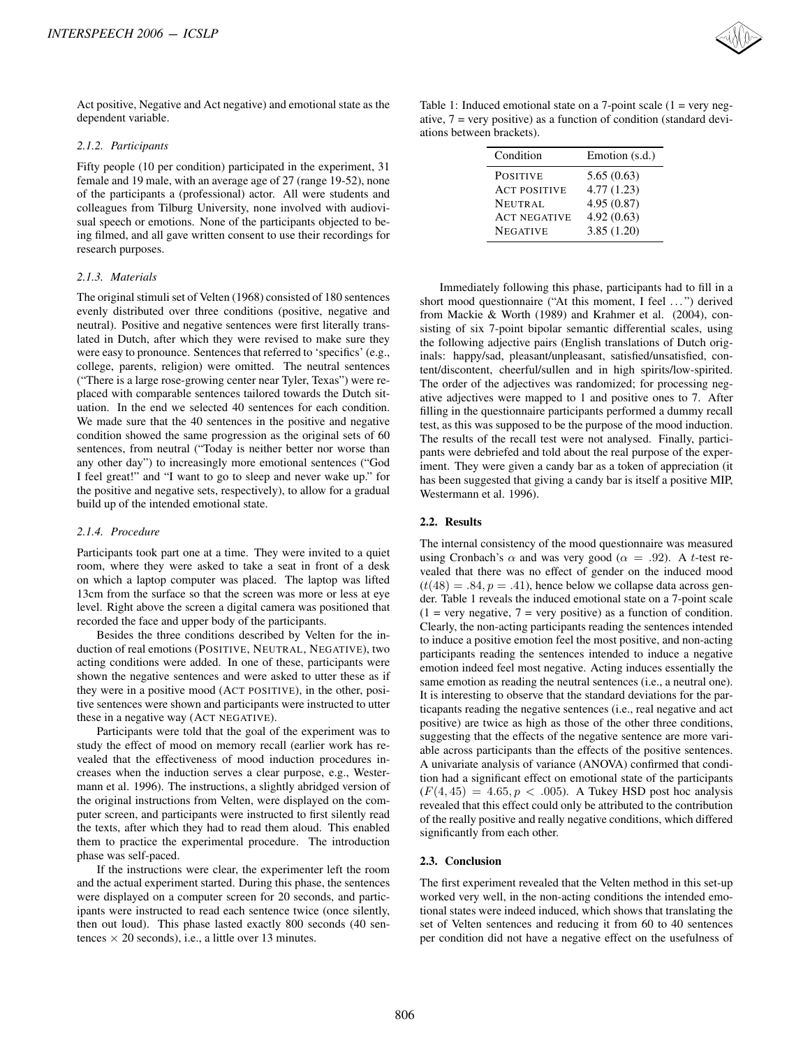Act positive, Negative and Act negative) and emotional state as the dependent variable.

#### 2.1.2. Participants

Fifty people (10 per condition) participated in the experiment, 31 female and 19 male, with an average age of 27 (range 19-52), none of the participants a (professional) actor. All were students and colleagues from Tilburg University, none involved with audiovisual speech or emotions. None of the participants objected to being filmed, and all gave written consent to use their recordings for research purposes.

#### 2.1.3. Materials

The original stimuli set of Velten (1968) consisted of 180 sentences evenly distributed over three conditions (positive, negative and neutral). Positive and negative sentences were first literally translated in Dutch, after which they were revised to make sure they were easy to pronounce. Sentences that referred to 'specifics' (e.g., college, parents, religion) were omitted. The neutral sentences ("There is a large rose-growing center near Tyler, Texas") were replaced with comparable sentences tailored towards the Dutch situation. In the end we selected 40 sentences for each condition. We made sure that the 40 sentences in the positive and negative condition showed the same progression as the original sets of 60 sentences, from neutral ("Today is neither better nor worse than any other day") to increasingly more emotional sentences ("God I feel great!" and "I want to go to sleep and never wake up." for the positive and negative sets, respectively), to allow for a gradual build up of the intended emotional state.

#### 2.1.4. Procedure

Participants took part one at a time. They were invited to a quiet room, where they were asked to take a seat in front of a desk on which a laptop computer was placed. The laptop was lifted 13cm from the surface so that the screen was more or less at eye level. Right above the screen a digital camera was positioned that recorded the face and upper body of the participants.

Besides the three conditions described by Velten for the induction of real emotions (POSITIVE, NEUTRAL, NEGATIVE), two acting conditions were added. In one of these, participants were shown the negative sentences and were asked to utter these as if they were in a positive mood (ACT POSITIVE), in the other, positive sentences were shown and participants were instructed to utter these in a negative way (ACT NEGATIVE).

Participants were told that the goal of the experiment was to study the effect of mood on memory recall (earlier work has revealed that the effectiveness of mood induction procedures increases when the induction serves a clear purpose, e.g., Westermann et al. 1996). The instructions, a slightly abridged version of the original instructions from Velten, were displayed on the computer screen, and participants were instructed to first silently read the texts, after which they had to read them aloud. This enabled them to practice the experimental procedure. The introduction phase was self-paced.

If the instructions were clear, the experimenter left the room and the actual experiment started. During this phase, the sentences were displayed on a computer screen for 20 seconds, and participants were instructed to read each sentence twice (once silently, then out loud). This phase lasted exactly 800 seconds (40 sentences $\times$ 20 seconds), i.e., a little over 13 minutes.

Table 1: Induced emotional state on a 7-point scale (1 = very negative, 7 = very positive) as a function of condition (standard deviations between brackets).

| Condition | Emotion (s.d.) |
|---|---|
| POSITIVE | 5.65 (0.63) |
| ACT POSITIVE | 4.77 (1.23) |
| NEUTRAL | 4.95 (0.87) |
| ACT NEGATIVE | 4.92 (0.63) |
| NEGATIVE | 3.85 (1.20) |

Immediately following this phase, participants had to fill in a short mood questionnaire ("At this moment, I feel ...") derived from Mackie & Worth (1989) and Krahmer et al. (2004), consisting of six 7-point bipolar semantic differential scales, using the following adjective pairs (English translations of Dutch originals: happy/sad, pleasant/unpleasant, satisfied/unsatisfied, content/discontent, cheerful/sullen and in high spirits/low-spirited. The order of the adjectives was randomized; for processing negative adjectives were mapped to 1 and positive ones to 7. After filling in the questionnaire participants performed a dummy recall test, as this was supposed to be the purpose of the mood induction. The results of the recall test were not analysed. Finally, participants were debriefed and told about the real purpose of the experiment. They were given a candy bar as a token of appreciation (it has been suggested that giving a candy bar is itself a positive MIP, Westermann et al. 1996).

### 2.2. Results

The internal consistency of the mood questionnaire was measured using Cronbach's $\alpha$ and was very good ($\alpha = .92$). A $t$-test revealed that there was no effect of gender on the induced mood ($t(48) = .84, p = .41$), hence below we collapse data across gender. Table 1 reveals the induced emotional state on a 7-point scale (1 = very negative, 7 = very positive) as a function of condition. Clearly, the non-acting participants reading the sentences intended to induce a positive emotion feel the most positive, and non-acting participants reading the sentences intended to induce a negative emotion indeed feel most negative. Acting induces essentially the same emotion as reading the neutral sentences (i.e., a neutral one). It is interesting to observe that the standard deviations for the particapants reading the negative sentences (i.e., real negative and act positive) are twice as high as those of the other three conditions, suggesting that the effects of the negative sentence are more variable across participants than the effects of the positive sentences. A univariate analysis of variance (ANOVA) confirmed that condition had a significant effect on emotional state of the participants ($F(4, 45) = 4.65, p < .005$). A Tukey HSD post hoc analysis revealed that this effect could only be attributed to the contribution of the really positive and really negative conditions, which differed significantly from each other.

### 2.3. Conclusion

The first experiment revealed that the Velten method in this set-up worked very well, in the non-acting conditions the intended emotional states were indeed induced, which shows that translating the set of Velten sentences and reducing it from 60 to 40 sentences per condition did not have a negative effect on the usefulness of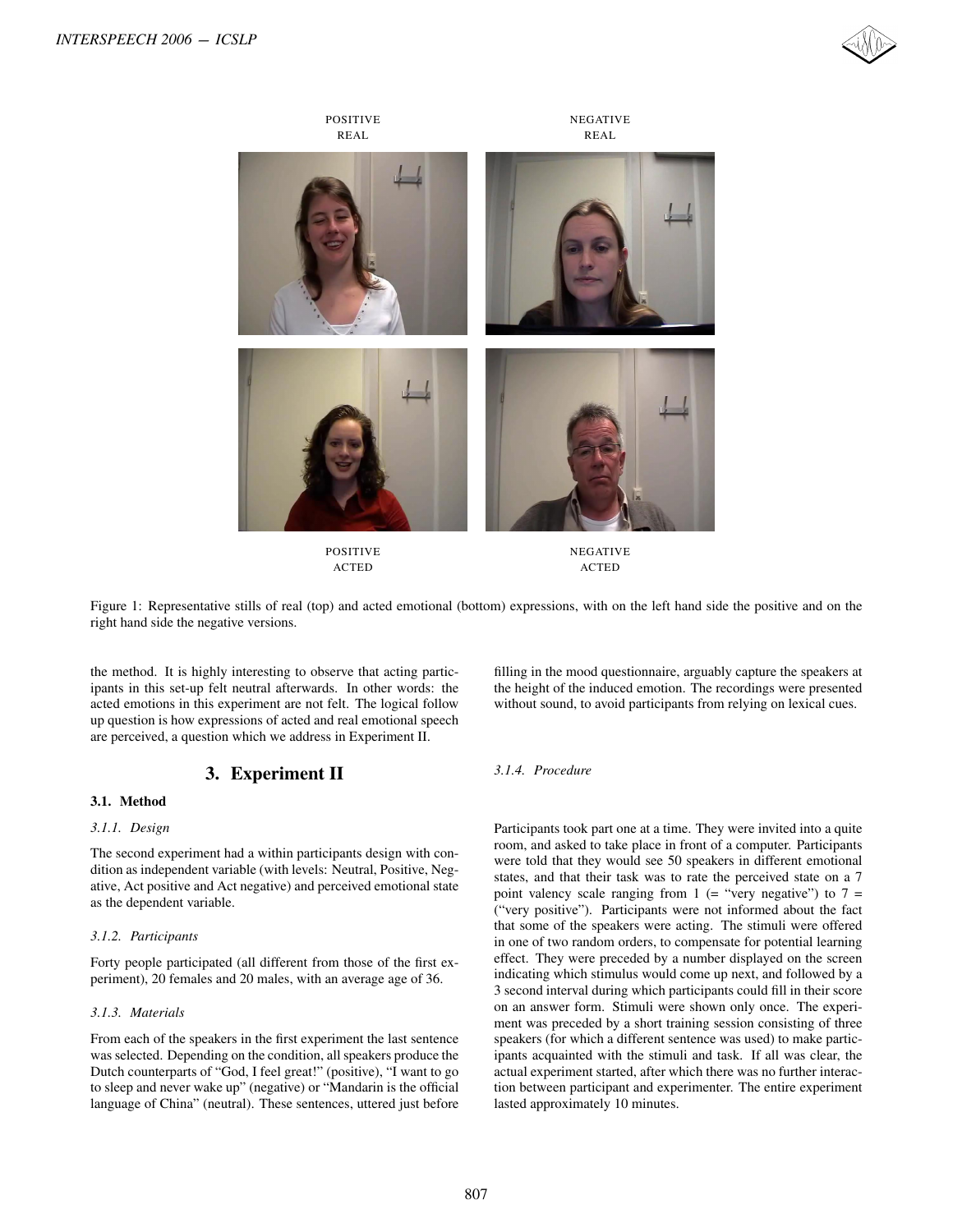Figure 1: Representative stills of real (top) and acted emotional (bottom) expressions, with on the left hand side the positive and on the right hand side the negative versions.

the method. It is highly interesting to observe that acting participants in this set-up felt neutral afterwards. In other words: the acted emotions in this experiment are not felt. The logical follow up question is how expressions of acted and real emotional speech are perceived, a question which we address in Experiment II.

## 3. Experiment II

### 3.1. Method

#### *3.1.1. Design*

The second experiment had a within participants design with condition as independent variable (with levels: Neutral, Positive, Negative, Act positive and Act negative) and perceived emotional state as the dependent variable.

#### *3.1.2. Participants*

Forty people participated (all different from those of the first experiment), 20 females and 20 males, with an average age of 36.

#### *3.1.3. Materials*

From each of the speakers in the first experiment the last sentence was selected. Depending on the condition, all speakers produce the Dutch counterparts of "God, I feel great!" (positive), "I want to go to sleep and never wake up" (negative) or "Mandarin is the official language of China" (neutral). These sentences, uttered just before filling in the mood questionnaire, arguably capture the speakers at the height of the induced emotion. The recordings were presented without sound, to avoid participants from relying on lexical cues.

#### *3.1.4. Procedure*

Participants took part one at a time. They were invited into a quite room, and asked to take place in front of a computer. Participants were told that they would see 50 speakers in different emotional states, and that their task was to rate the perceived state on a 7 point valency scale ranging from 1 (= "very negative") to 7 = ("very positive"). Participants were not informed about the fact that some of the speakers were acting. The stimuli were offered in one of two random orders, to compensate for potential learning effect. They were preceded by a number displayed on the screen indicating which stimulus would come up next, and followed by a 3 second interval during which participants could fill in their score on an answer form. Stimuli were shown only once. The experiment was preceded by a short training session consisting of three speakers (for which a different sentence was used) to make participants acquainted with the stimuli and task. If all was clear, the actual experiment started, after which there was no further interaction between participant and experimenter. The entire experiment lasted approximately 10 minutes.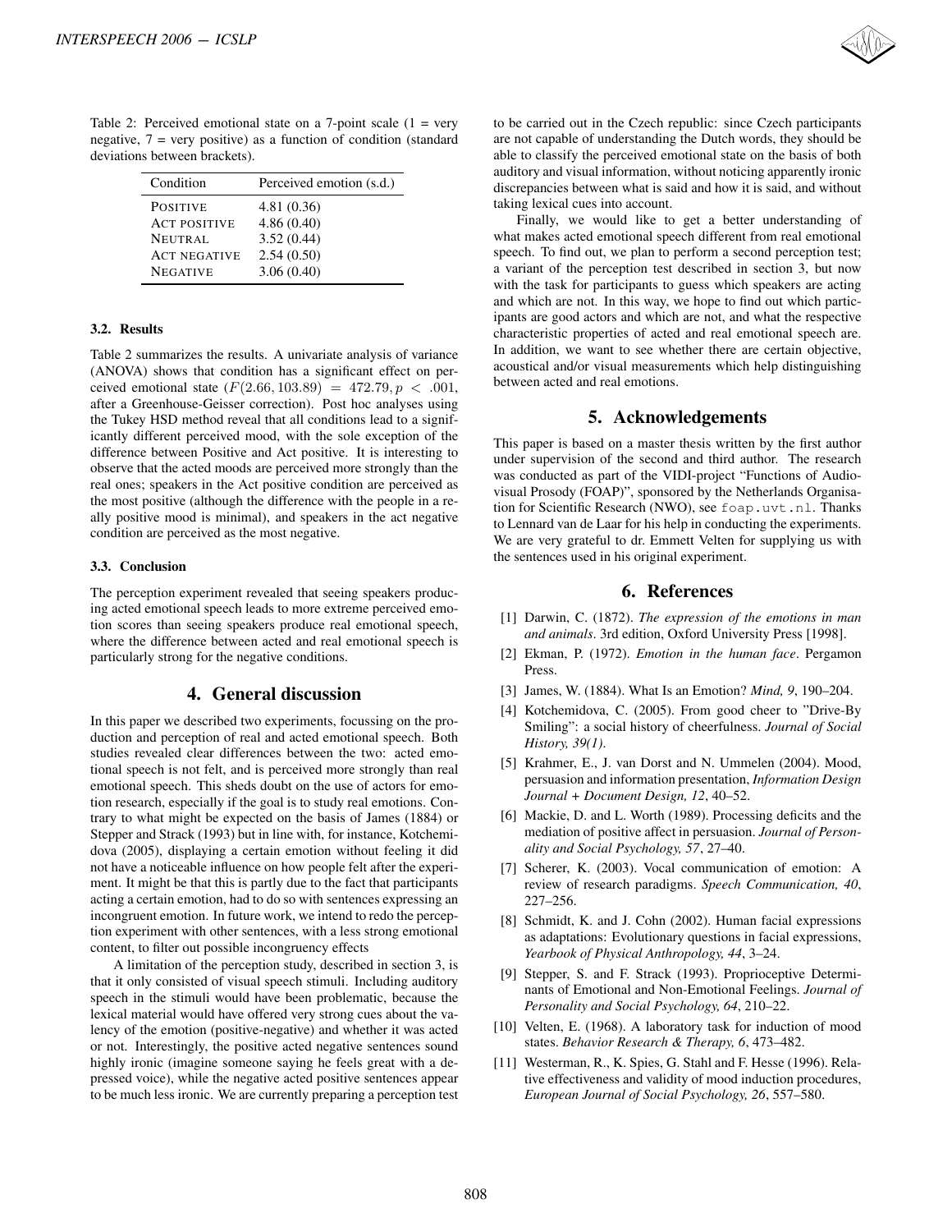Table 2: Perceived emotional state on a 7-point scale (1 = very negative, 7 = very positive) as a function of condition (standard deviations between brackets).

| Condition | Perceived emotion (s.d.) |
|---|---|
| POSITIVE | 4.81 (0.36) |
| ACT POSITIVE | 4.86 (0.40) |
| NEUTRAL | 3.52 (0.44) |
| ACT NEGATIVE | 2.54 (0.50) |
| NEGATIVE | 3.06 (0.40) |

### 3.2. Results

Table 2 summarizes the results. A univariate analysis of variance (ANOVA) shows that condition has a significant effect on perceived emotional state ($F(2.66, 103.89) = 472.79, p < .001$, after a Greenhouse-Geisser correction). Post hoc analyses using the Tukey HSD method reveal that all conditions lead to a significantly different perceived mood, with the sole exception of the difference between Positive and Act positive. It is interesting to observe that the acted moods are perceived more strongly than the real ones; speakers in the Act positive condition are perceived as the most positive (although the difference with the people in a really positive mood is minimal), and speakers in the act negative condition are perceived as the most negative.

### 3.3. Conclusion

The perception experiment revealed that seeing speakers producing acted emotional speech leads to more extreme perceived emotion scores than seeing speakers produce real emotional speech, where the difference between acted and real emotional speech is particularly strong for the negative conditions.

## 4. General discussion

In this paper we described two experiments, focussing on the production and perception of real and acted emotional speech. Both studies revealed clear differences between the two: acted emotional speech is not felt, and is perceived more strongly than real emotional speech. This sheds doubt on the use of actors for emotion research, especially if the goal is to study real emotions. Contrary to what might be expected on the basis of James (1884) or Stepper and Strack (1993) but in line with, for instance, Kotchemidova (2005), displaying a certain emotion without feeling it did not have a noticeable influence on how people felt after the experiment. It might be that this is partly due to the fact that participants acting a certain emotion, had to do so with sentences expressing an incongruent emotion. In future work, we intend to redo the perception experiment with other sentences, with a less strong emotional content, to filter out possible incongruency effects

A limitation of the perception study, described in section 3, is that it only consisted of visual speech stimuli. Including auditory speech in the stimuli would have been problematic, because the lexical material would have offered very strong cues about the valency of the emotion (positive-negative) and whether it was acted or not. Interestingly, the positive acted negative sentences sound highly ironic (imagine someone saying he feels great with a depressed voice), while the negative acted positive sentences appear to be much less ironic. We are currently preparing a perception test to be carried out in the Czech republic: since Czech participants are not capable of understanding the Dutch words, they should be able to classify the perceived emotional state on the basis of both auditory and visual information, without noticing apparently ironic discrepancies between what is said and how it is said, and without taking lexical cues into account.

Finally, we would like to get a better understanding of what makes acted emotional speech different from real emotional speech. To find out, we plan to perform a second perception test; a variant of the perception test described in section 3, but now with the task for participants to guess which speakers are acting and which are not. In this way, we hope to find out which participants are good actors and which are not, and what the respective characteristic properties of acted and real emotional speech are. In addition, we want to see whether there are certain objective, acoustical and/or visual measurements which help distinguishing between acted and real emotions.

## 5. Acknowledgements

This paper is based on a master thesis written by the first author under supervision of the second and third author. The research was conducted as part of the VIDI-project "Functions of Audiovisual Prosody (FOAP)", sponsored by the Netherlands Organisation for Scientific Research (NWO), see `foap.uvt.nl`. Thanks to Lennard van de Laar for his help in conducting the experiments. We are very grateful to dr. Emmett Velten for supplying us with the sentences used in his original experiment.

## 6. References

[1] Darwin, C. (1872). *The expression of the emotions in man and animals*. 3rd edition, Oxford University Press [1998].

[2] Ekman, P. (1972). *Emotion in the human face*. Pergamon Press.

[3] James, W. (1884). What Is an Emotion? *Mind, 9*, 190–204.

[4] Kotchemidova, C. (2005). From good cheer to "Drive-By Smiling": a social history of cheerfulness. *Journal of Social History, 39(1)*.

[5] Krahmer, E., J. van Dorst and N. Ummelen (2004). Mood, persuasion and information presentation, *Information Design Journal + Document Design, 12*, 40–52.

[6] Mackie, D. and L. Worth (1989). Processing deficits and the mediation of positive affect in persuasion. *Journal of Personality and Social Psychology, 57*, 27–40.

[7] Scherer, K. (2003). Vocal communication of emotion: A review of research paradigms. *Speech Communication, 40*, 227–256.

[8] Schmidt, K. and J. Cohn (2002). Human facial expressions as adaptations: Evolutionary questions in facial expressions, *Yearbook of Physical Anthropology, 44*, 3–24.

[9] Stepper, S. and F. Strack (1993). Proprioceptive Determinants of Emotional and Non-Emotional Feelings. *Journal of Personality and Social Psychology, 64*, 210–22.

[10] Velten, E. (1968). A laboratory task for induction of mood states. *Behavior Research & Therapy, 6*, 473–482.

[11] Westerman, R., K. Spies, G. Stahl and F. Hesse (1996). Relative effectiveness and validity of mood induction procedures, *European Journal of Social Psychology, 26*, 557–580.